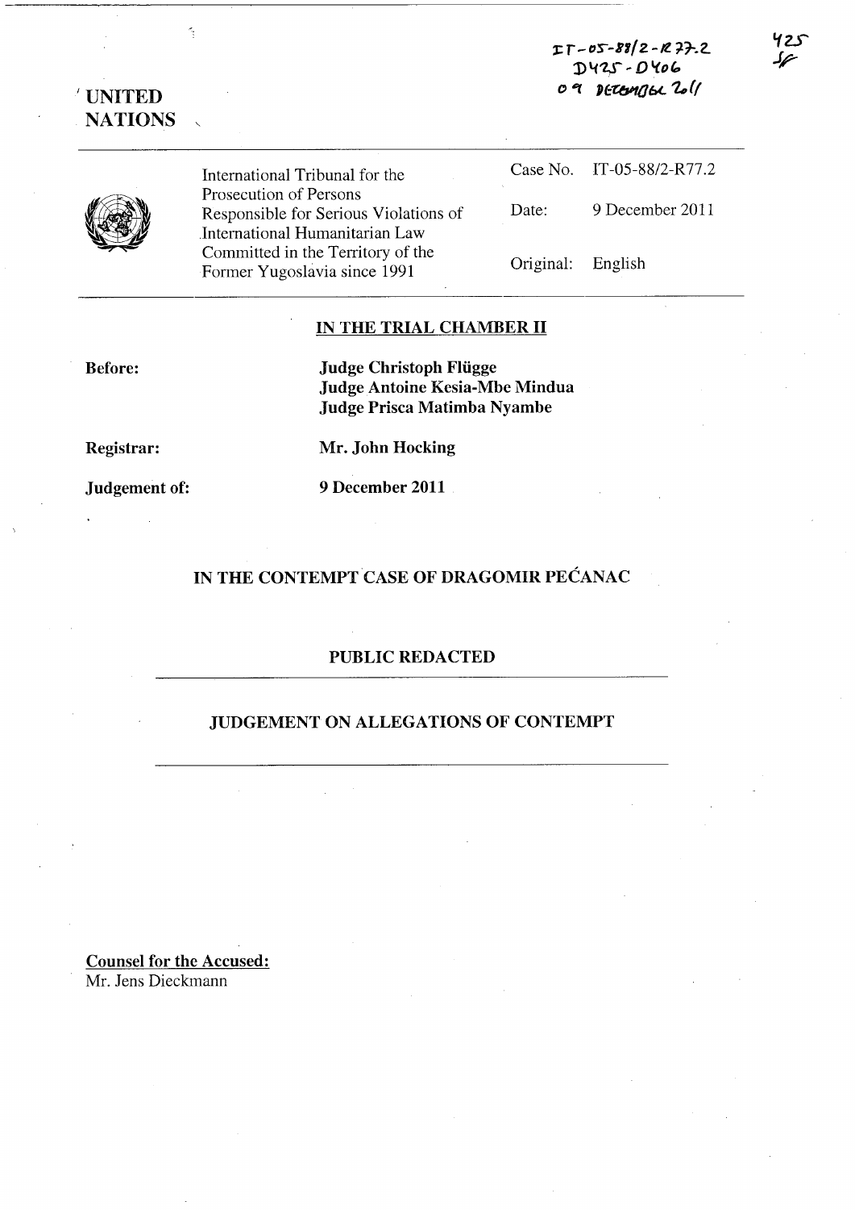IT-05-88/2-R77.2
D425 - D406
09 DECEMBER 2011

425

UNITED NATIONS

International Tribunal for the Prosecution of Persons Responsible for Serious Violations of International Humanitarian Law Committed in the Territory of the Former Yugoslavia since 1991

| | |
|---|---|
| Case No. | IT-05-88/2-R77.2 |
| Date: | 9 December 2011 |
| Original: | English |

**IN THE TRIAL CHAMBER II**

**Before:** **Judge Christoph Flügge**
**Judge Antoine Kesia-Mbe Mindua**
**Judge Prisca Matimba Nyambe**

**Registrar:** **Mr. John Hocking**

**Judgement of:** **9 December 2011**

## IN THE CONTEMPT CASE OF DRAGOMIR PEĆANAC

### PUBLIC REDACTED

### JUDGEMENT ON ALLEGATIONS OF CONTEMPT

**Counsel for the Accused:**
Mr. Jens Dieckmann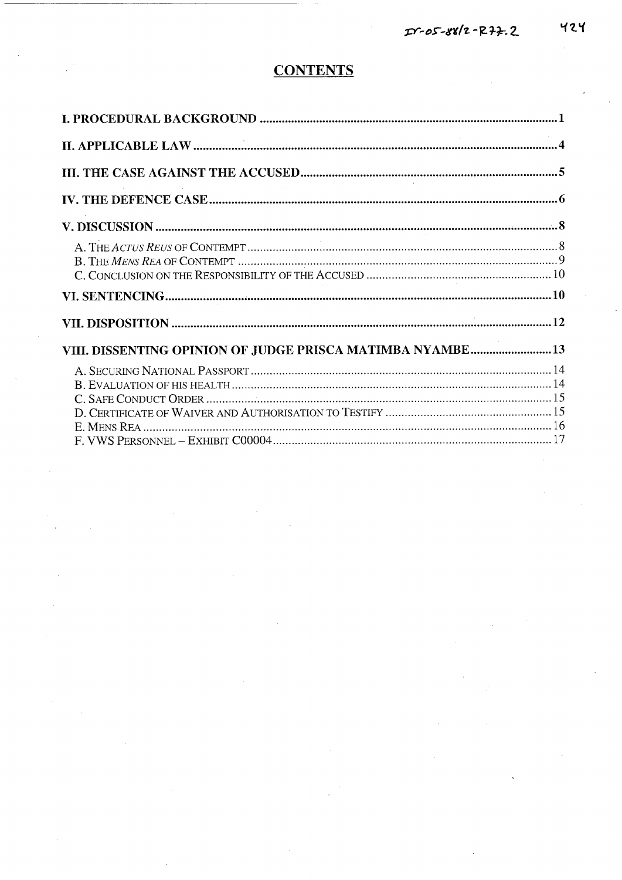## CONTENTS

| | |
|---|---|
| **I. PROCEDURAL BACKGROUND** | **1** |
| **II. APPLICABLE LAW** | **4** |
| **III. THE CASE AGAINST THE ACCUSED** | **5** |
| **IV. THE DEFENCE CASE** | **6** |
| **V. DISCUSSION** | **8** |
| A. THE *ACTUS REUS* OF CONTEMPT | 8 |
| B. THE *MENS REA* OF CONTEMPT | 9 |
| C. CONCLUSION ON THE RESPONSIBILITY OF THE ACCUSED | 10 |
| **VI. SENTENCING** | **10** |
| **VII. DISPOSITION** | **12** |
| **VIII. DISSENTING OPINION OF JUDGE PRISCA MATIMBA NYAMBE** | **13** |
| A. SECURING NATIONAL PASSPORT | 14 |
| B. EVALUATION OF HIS HEALTH | 14 |
| C. SAFE CONDUCT ORDER | 15 |
| D. CERTIFICATE OF WAIVER AND AUTHORISATION TO TESTIFY | 15 |
| E. MENS REA | 16 |
| F. VWS PERSONNEL – EXHIBIT C00004 | 17 |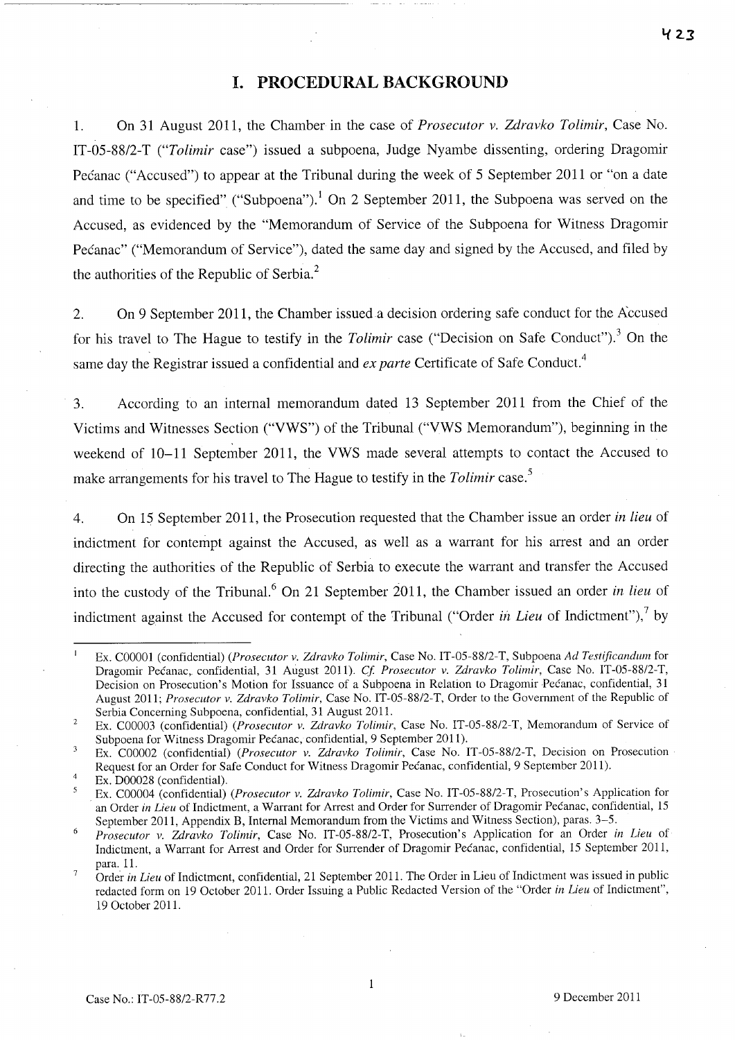# I. PROCEDURAL BACKGROUND

1. On 31 August 2011, the Chamber in the case of *Prosecutor v. Zdravko Tolimir*, Case No. IT-05-88/2-T ("*Tolimir* case") issued a subpoena, Judge Nyambe dissenting, ordering Dragomir Pećanac ("Accused") to appear at the Tribunal during the week of 5 September 2011 or "on a date and time to be specified" ("Subpoena").[1] On 2 September 2011, the Subpoena was served on the Accused, as evidenced by the "Memorandum of Service of the Subpoena for Witness Dragomir Pećanac" ("Memorandum of Service"), dated the same day and signed by the Accused, and filed by the authorities of the Republic of Serbia.[2]

2. On 9 September 2011, the Chamber issued a decision ordering safe conduct for the Accused for his travel to The Hague to testify in the *Tolimir* case ("Decision on Safe Conduct").[3] On the same day the Registrar issued a confidential and *ex parte* Certificate of Safe Conduct.[4]

3. According to an internal memorandum dated 13 September 2011 from the Chief of the Victims and Witnesses Section ("VWS") of the Tribunal ("VWS Memorandum"), beginning in the weekend of 10–11 September 2011, the VWS made several attempts to contact the Accused to make arrangements for his travel to The Hague to testify in the *Tolimir* case.[5]

4. On 15 September 2011, the Prosecution requested that the Chamber issue an order *in lieu* of indictment for contempt against the Accused, as well as a warrant for his arrest and an order directing the authorities of the Republic of Serbia to execute the warrant and transfer the Accused into the custody of the Tribunal.[6] On 21 September 2011, the Chamber issued an order *in lieu* of indictment against the Accused for contempt of the Tribunal ("Order *in Lieu* of Indictment"),[7] by

---

[1] Ex. C00001 (confidential) (*Prosecutor v. Zdravko Tolimir*, Case No. IT-05-88/2-T, Subpoena *Ad Testificandum* for Dragomir Pećanac, confidential, 31 August 2011). *Cf. Prosecutor v. Zdravko Tolimir*, Case No. IT-05-88/2-T, Decision on Prosecution's Motion for Issuance of a Subpoena in Relation to Dragomir Pećanac, confidential, 31 August 2011; *Prosecutor v. Zdravko Tolimir*, Case No. IT-05-88/2-T, Order to the Government of the Republic of Serbia Concerning Subpoena, confidential, 31 August 2011.

[2] Ex. C00003 (confidential) (*Prosecutor v. Zdravko Tolimir*, Case No. IT-05-88/2-T, Memorandum of Service of Subpoena for Witness Dragomir Pećanac, confidential, 9 September 2011).

[3] Ex. C00002 (confidential) (*Prosecutor v. Zdravko Tolimir*, Case No. IT-05-88/2-T, Decision on Prosecution Request for an Order for Safe Conduct for Witness Dragomir Pećanac, confidential, 9 September 2011).

[4] Ex. D00028 (confidential).

[5] Ex. C00004 (confidential) (*Prosecutor v. Zdravko Tolimir*, Case No. IT-05-88/2-T, Prosecution's Application for an Order *in Lieu* of Indictment, a Warrant for Arrest and Order for Surrender of Dragomir Pećanac, confidential, 15 September 2011, Appendix B, Internal Memorandum from the Victims and Witness Section), paras. 3–5.

[6] *Prosecutor v. Zdravko Tolimir*, Case No. IT-05-88/2-T, Prosecution's Application for an Order *in Lieu* of Indictment, a Warrant for Arrest and Order for Surrender of Dragomir Pećanac, confidential, 15 September 2011, para. 11.

[7] Order *in Lieu* of Indictment, confidential, 21 September 2011. The Order in Lieu of Indictment was issued in public redacted form on 19 October 2011. Order Issuing a Public Redacted Version of the "Order *in Lieu* of Indictment", 19 October 2011.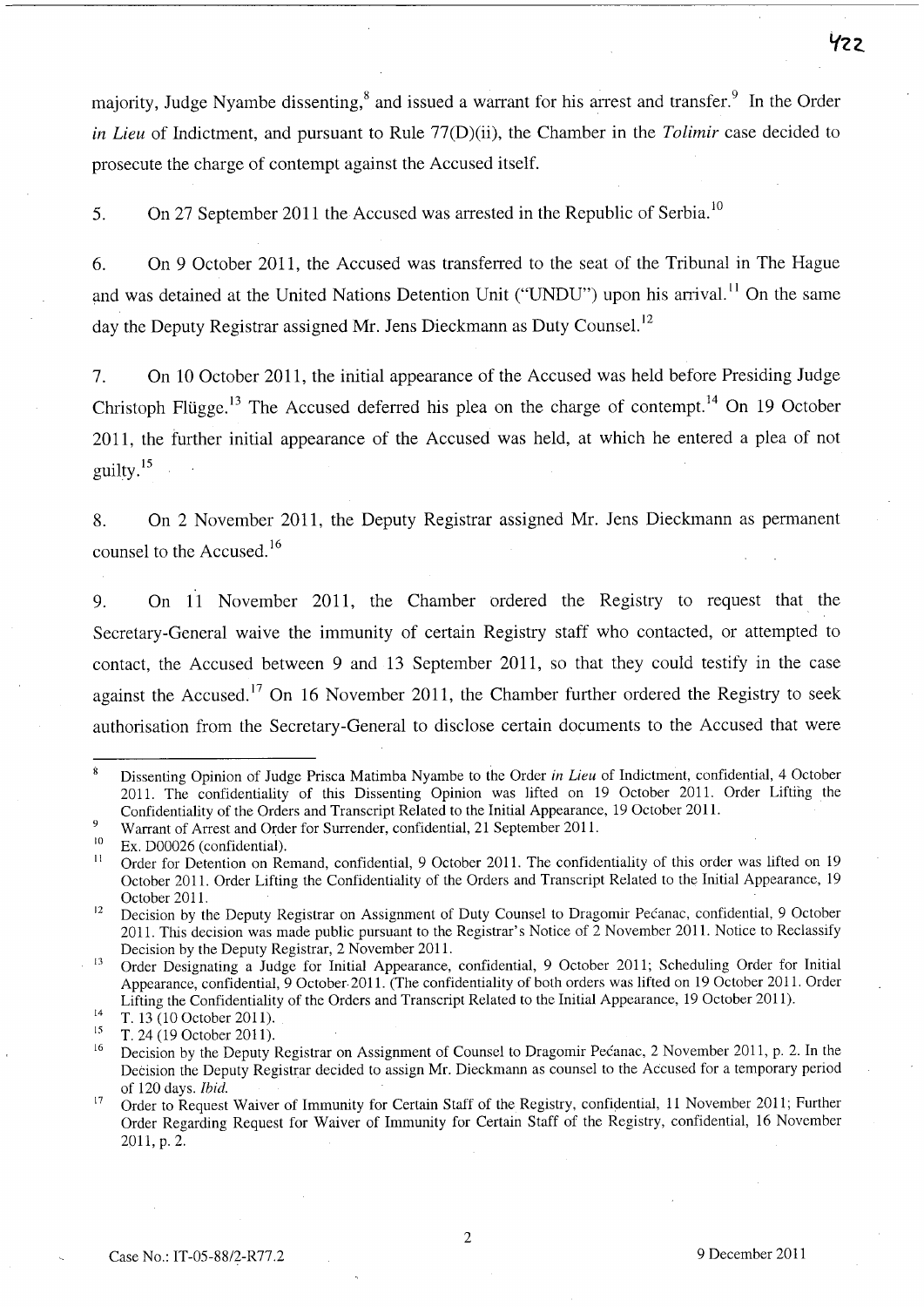majority, Judge Nyambe dissenting,[8] and issued a warrant for his arrest and transfer.[9] In the Order *in Lieu* of Indictment, and pursuant to Rule 77(D)(ii), the Chamber in the *Tolimir* case decided to prosecute the charge of contempt against the Accused itself.

5. On 27 September 2011 the Accused was arrested in the Republic of Serbia.[10]

6. On 9 October 2011, the Accused was transferred to the seat of the Tribunal in The Hague and was detained at the United Nations Detention Unit ("UNDU") upon his arrival.[11] On the same day the Deputy Registrar assigned Mr. Jens Dieckmann as Duty Counsel.[12]

7. On 10 October 2011, the initial appearance of the Accused was held before Presiding Judge Christoph Flügge.[13] The Accused deferred his plea on the charge of contempt.[14] On 19 October 2011, the further initial appearance of the Accused was held, at which he entered a plea of not guilty.[15]

8. On 2 November 2011, the Deputy Registrar assigned Mr. Jens Dieckmann as permanent counsel to the Accused.[16]

9. On 11 November 2011, the Chamber ordered the Registry to request that the Secretary-General waive the immunity of certain Registry staff who contacted, or attempted to contact, the Accused between 9 and 13 September 2011, so that they could testify in the case against the Accused.[17] On 16 November 2011, the Chamber further ordered the Registry to seek authorisation from the Secretary-General to disclose certain documents to the Accused that were

---

[8] Dissenting Opinion of Judge Prisca Matimba Nyambe to the Order *in Lieu* of Indictment, confidential, 4 October 2011. The confidentiality of this Dissenting Opinion was lifted on 19 October 2011. Order Lifting the Confidentiality of the Orders and Transcript Related to the Initial Appearance, 19 October 2011.

[9] Warrant of Arrest and Order for Surrender, confidential, 21 September 2011.

[10] Ex. D00026 (confidential).

[11] Order for Detention on Remand, confidential, 9 October 2011. The confidentiality of this order was lifted on 19 October 2011. Order Lifting the Confidentiality of the Orders and Transcript Related to the Initial Appearance, 19 October 2011.

[12] Decision by the Deputy Registrar on Assignment of Duty Counsel to Dragomir Pećanac, confidential, 9 October 2011. This decision was made public pursuant to the Registrar's Notice of 2 November 2011. Notice to Reclassify Decision by the Deputy Registrar, 2 November 2011.

[13] Order Designating a Judge for Initial Appearance, confidential, 9 October 2011; Scheduling Order for Initial Appearance, confidential, 9 October 2011. (The confidentiality of both orders was lifted on 19 October 2011. Order Lifting the Confidentiality of the Orders and Transcript Related to the Initial Appearance, 19 October 2011).

[14] T. 13 (10 October 2011).

[15] T. 24 (19 October 2011).

[16] Decision by the Deputy Registrar on Assignment of Counsel to Dragomir Pećanac, 2 November 2011, p. 2. In the Decision the Deputy Registrar decided to assign Mr. Dieckmann as counsel to the Accused for a temporary period of 120 days. *Ibid.*

[17] Order to Request Waiver of Immunity for Certain Staff of the Registry, confidential, 11 November 2011; Further Order Regarding Request for Waiver of Immunity for Certain Staff of the Registry, confidential, 16 November 2011, p. 2.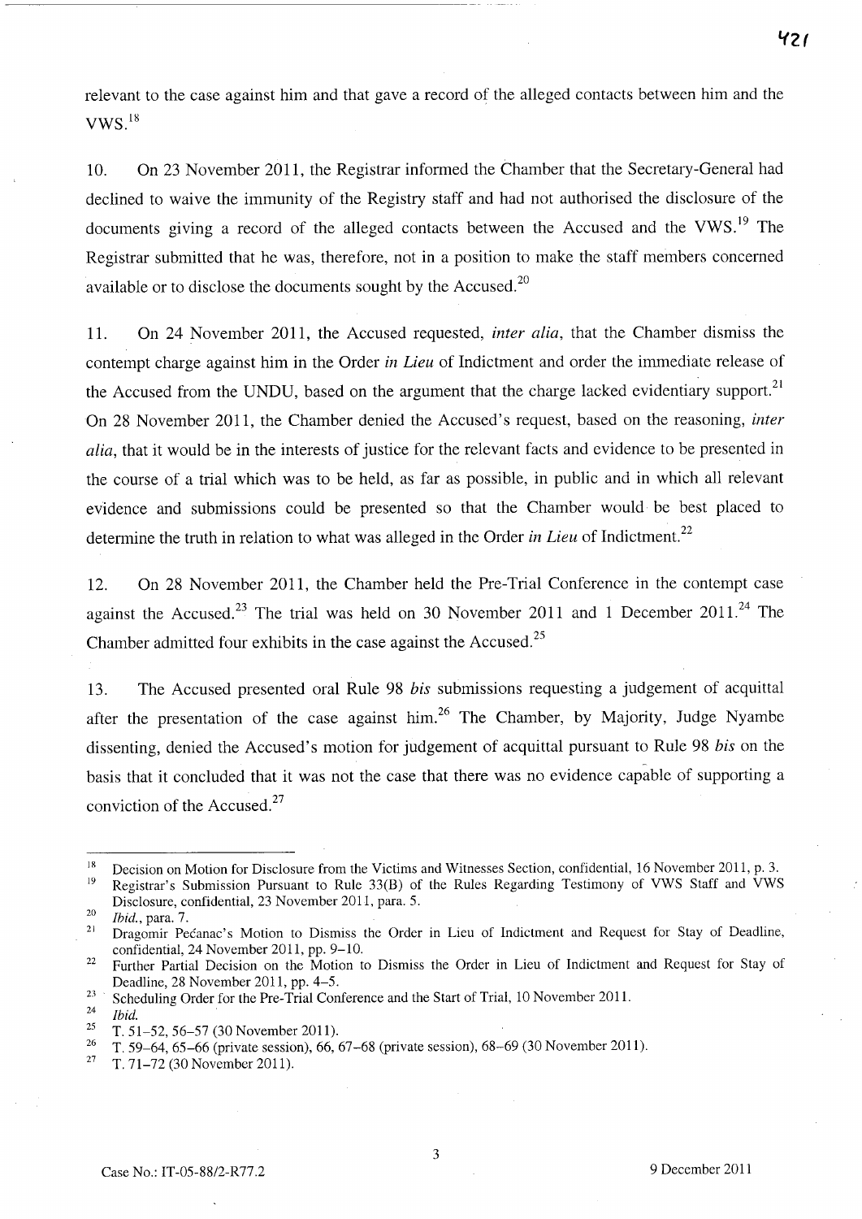relevant to the case against him and that gave a record of the alleged contacts between him and the VWS.[18]

10. On 23 November 2011, the Registrar informed the Chamber that the Secretary-General had declined to waive the immunity of the Registry staff and had not authorised the disclosure of the documents giving a record of the alleged contacts between the Accused and the VWS.[19] The Registrar submitted that he was, therefore, not in a position to make the staff members concerned available or to disclose the documents sought by the Accused.[20]

11. On 24 November 2011, the Accused requested, *inter alia*, that the Chamber dismiss the contempt charge against him in the Order *in Lieu* of Indictment and order the immediate release of the Accused from the UNDU, based on the argument that the charge lacked evidentiary support.[21] On 28 November 2011, the Chamber denied the Accused's request, based on the reasoning, *inter alia*, that it would be in the interests of justice for the relevant facts and evidence to be presented in the course of a trial which was to be held, as far as possible, in public and in which all relevant evidence and submissions could be presented so that the Chamber would be best placed to determine the truth in relation to what was alleged in the Order *in Lieu* of Indictment.[22]

12. On 28 November 2011, the Chamber held the Pre-Trial Conference in the contempt case against the Accused.[23] The trial was held on 30 November 2011 and 1 December 2011.[24] The Chamber admitted four exhibits in the case against the Accused.[25]

13. The Accused presented oral Rule 98 *bis* submissions requesting a judgement of acquittal after the presentation of the case against him.[26] The Chamber, by Majority, Judge Nyambe dissenting, denied the Accused's motion for judgement of acquittal pursuant to Rule 98 *bis* on the basis that it concluded that it was not the case that there was no evidence capable of supporting a conviction of the Accused.[27]

---

[18] Decision on Motion for Disclosure from the Victims and Witnesses Section, confidential, 16 November 2011, p. 3.

[19] Registrar's Submission Pursuant to Rule 33(B) of the Rules Regarding Testimony of VWS Staff and VWS Disclosure, confidential, 23 November 2011, para. 5.

[20] *Ibid.*, para. 7.

[21] Dragomir Pećanac's Motion to Dismiss the Order in Lieu of Indictment and Request for Stay of Deadline, confidential, 24 November 2011, pp. 9–10.

[22] Further Partial Decision on the Motion to Dismiss the Order in Lieu of Indictment and Request for Stay of Deadline, 28 November 2011, pp. 4–5.

[23] Scheduling Order for the Pre-Trial Conference and the Start of Trial, 10 November 2011.

[24] *Ibid.*

[25] T. 51–52, 56–57 (30 November 2011).

[26] T. 59–64, 65–66 (private session), 66, 67–68 (private session), 68–69 (30 November 2011).

[27] T. 71–72 (30 November 2011).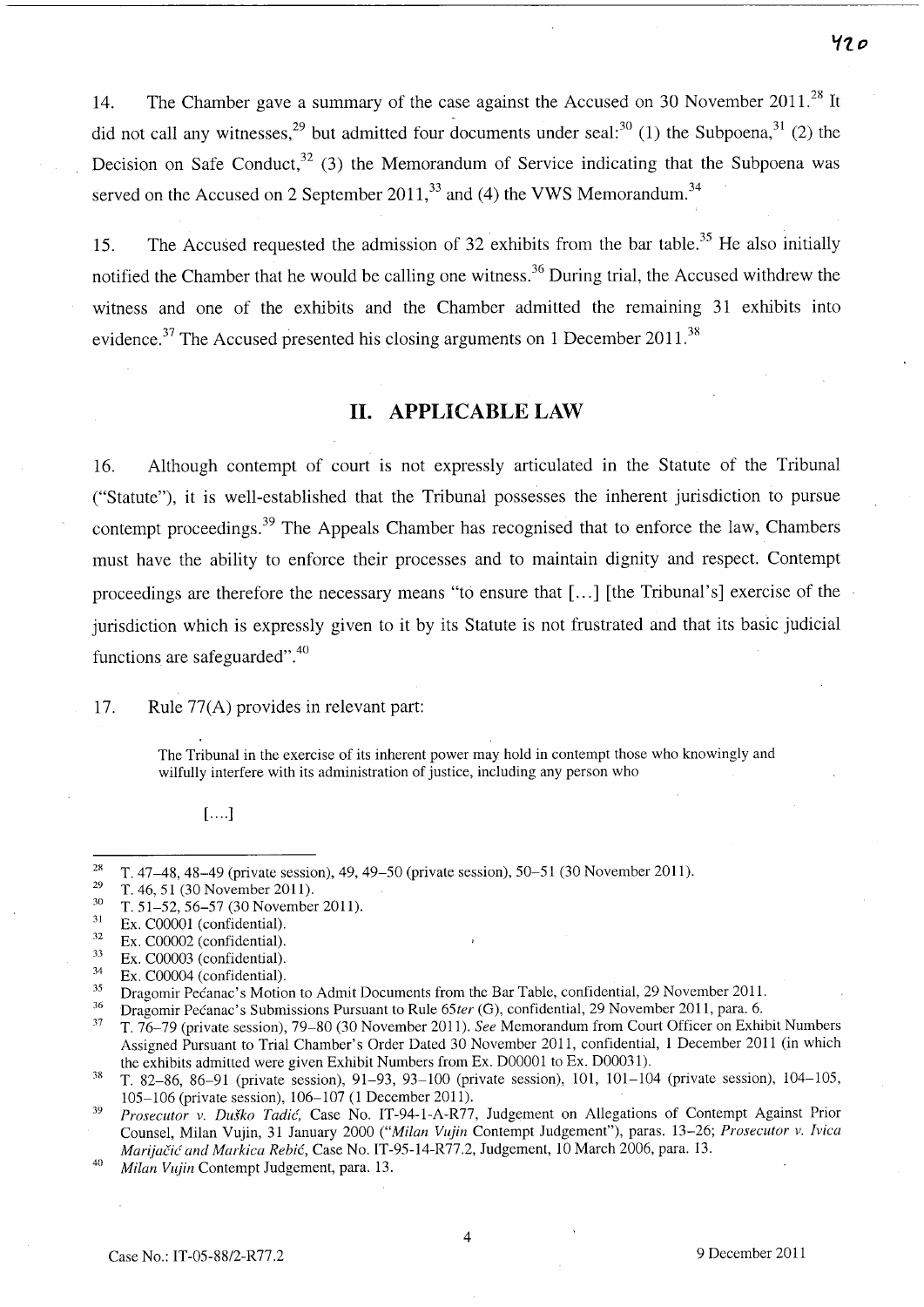14. The Chamber gave a summary of the case against the Accused on 30 November 2011.[28] It did not call any witnesses,[29] but admitted four documents under seal:[30] (1) the Subpoena,[31] (2) the Decision on Safe Conduct,[32] (3) the Memorandum of Service indicating that the Subpoena was served on the Accused on 2 September 2011,[33] and (4) the VWS Memorandum.[34]

15. The Accused requested the admission of 32 exhibits from the bar table.[35] He also initially notified the Chamber that he would be calling one witness.[36] During trial, the Accused withdrew the witness and one of the exhibits and the Chamber admitted the remaining 31 exhibits into evidence.[37] The Accused presented his closing arguments on 1 December 2011.[38]

## II. APPLICABLE LAW

16. Although contempt of court is not expressly articulated in the Statute of the Tribunal ("Statute"), it is well-established that the Tribunal possesses the inherent jurisdiction to pursue contempt proceedings.[39] The Appeals Chamber has recognised that to enforce the law, Chambers must have the ability to enforce their processes and to maintain dignity and respect. Contempt proceedings are therefore the necessary means "to ensure that [...] [the Tribunal's] exercise of the jurisdiction which is expressly given to it by its Statute is not frustrated and that its basic judicial functions are safeguarded".[40]

17. Rule 77(A) provides in relevant part:

> The Tribunal in the exercise of its inherent power may hold in contempt those who knowingly and wilfully interfere with its administration of justice, including any person who
>
> [....]

---

[28] T. 47–48, 48–49 (private session), 49, 49–50 (private session), 50–51 (30 November 2011).

[29] T. 46, 51 (30 November 2011).

[30] T. 51–52, 56–57 (30 November 2011).

[31] Ex. C00001 (confidential).

[32] Ex. C00002 (confidential).

[33] Ex. C00003 (confidential).

[34] Ex. C00004 (confidential).

[35] Dragomir Pećanac's Motion to Admit Documents from the Bar Table, confidential, 29 November 2011.

[36] Dragomir Pećanac's Submissions Pursuant to Rule 65*ter* (G), confidential, 29 November 2011, para. 6.

[37] T. 76–79 (private session), 79–80 (30 November 2011). *See* Memorandum from Court Officer on Exhibit Numbers Assigned Pursuant to Trial Chamber's Order Dated 30 November 2011, confidential, 1 December 2011 (in which the exhibits admitted were given Exhibit Numbers from Ex. D00001 to Ex. D00031).

[38] T. 82–86, 86–91 (private session), 91–93, 93–100 (private session), 101, 101–104 (private session), 104–105, 105–106 (private session), 106–107 (1 December 2011).

[39] *Prosecutor v. Duško Tadić*, Case No. IT-94-1-A-R77, Judgement on Allegations of Contempt Against Prior Counsel, Milan Vujin, 31 January 2000 ("*Milan Vujin* Contempt Judgement"), paras. 13–26; *Prosecutor v. Ivica Marijačić and Markica Rebić*, Case No. IT-95-14-R77.2, Judgement, 10 March 2006, para. 13.

[40] *Milan Vujin* Contempt Judgement, para. 13.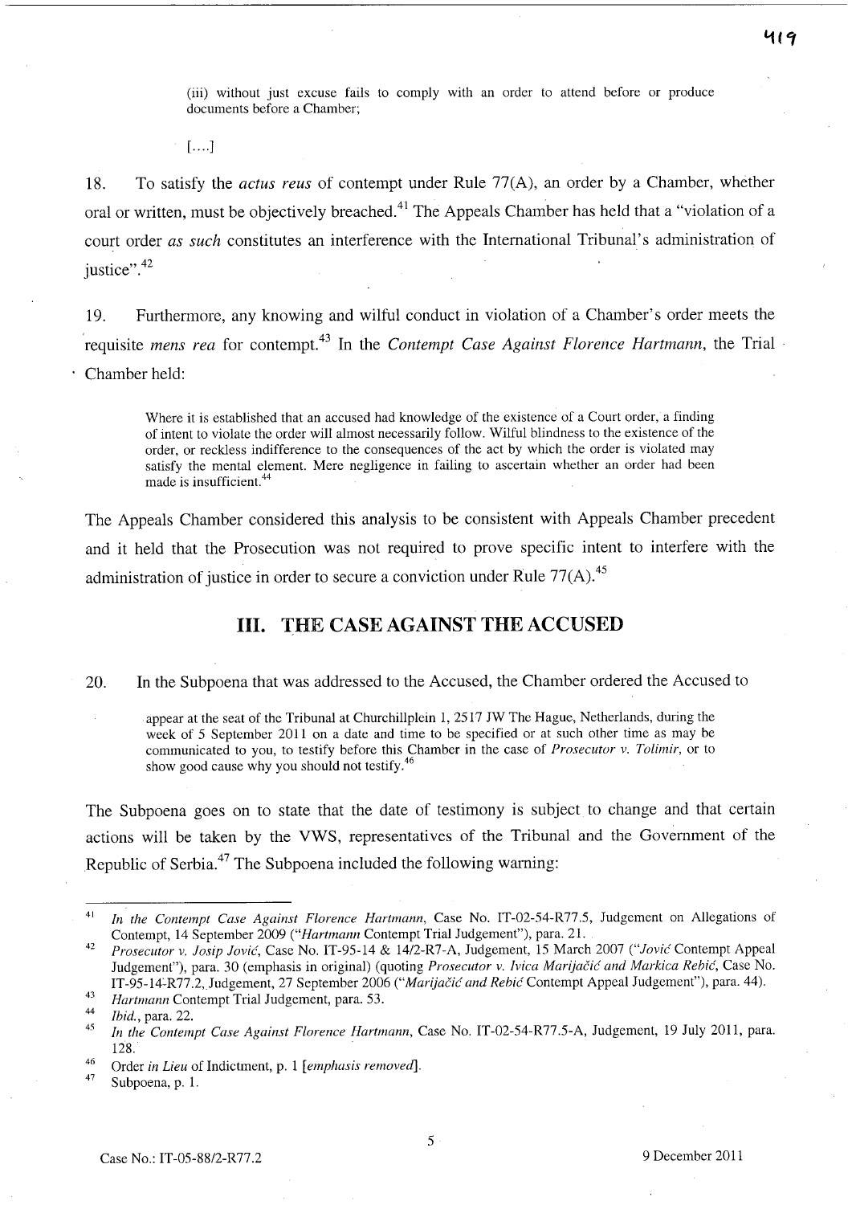(iii) without just excuse fails to comply with an order to attend before or produce documents before a Chamber;

[....]

18. To satisfy the *actus reus* of contempt under Rule 77(A), an order by a Chamber, whether oral or written, must be objectively breached.[41] The Appeals Chamber has held that a "violation of a court order *as such* constitutes an interference with the International Tribunal's administration of justice".[42]

19. Furthermore, any knowing and wilful conduct in violation of a Chamber's order meets the requisite *mens rea* for contempt.[43] In the *Contempt Case Against Florence Hartmann*, the Trial Chamber held:

> Where it is established that an accused had knowledge of the existence of a Court order, a finding of intent to violate the order will almost necessarily follow. Wilful blindness to the existence of the order, or reckless indifference to the consequences of the act by which the order is violated may satisfy the mental element. Mere negligence in failing to ascertain whether an order had been made is insufficient.[44]

The Appeals Chamber considered this analysis to be consistent with Appeals Chamber precedent and it held that the Prosecution was not required to prove specific intent to interfere with the administration of justice in order to secure a conviction under Rule 77(A).[45]

## III. THE CASE AGAINST THE ACCUSED

20. In the Subpoena that was addressed to the Accused, the Chamber ordered the Accused to

> appear at the seat of the Tribunal at Churchillplein 1, 2517 JW The Hague, Netherlands, during the week of 5 September 2011 on a date and time to be specified or at such other time as may be communicated to you, to testify before this Chamber in the case of *Prosecutor v. Tolimir*, or to show good cause why you should not testify.[46]

The Subpoena goes on to state that the date of testimony is subject to change and that certain actions will be taken by the VWS, representatives of the Tribunal and the Government of the Republic of Serbia.[47] The Subpoena included the following warning:

---

[41] *In the Contempt Case Against Florence Hartmann*, Case No. IT-02-54-R77.5, Judgement on Allegations of Contempt, 14 September 2009 ("*Hartmann* Contempt Trial Judgement"), para. 21.

[42] *Prosecutor v. Josip Jović*, Case No. IT-95-14 & 14/2-R7-A, Judgement, 15 March 2007 ("*Jović* Contempt Appeal Judgement"), para. 30 (emphasis in original) (quoting *Prosecutor v. Ivica Marijačić and Markica Rebić*, Case No. IT-95-14-R77.2, Judgement, 27 September 2006 ("*Marijačić and Rebić* Contempt Appeal Judgement"), para. 44).

[43] *Hartmann* Contempt Trial Judgement, para. 53.

[44] *Ibid.*, para. 22.

[45] *In the Contempt Case Against Florence Hartmann*, Case No. IT-02-54-R77.5-A, Judgement, 19 July 2011, para. 128.

[46] Order *in Lieu* of Indictment, p. 1 [*emphasis removed*].

[47] Subpoena, p. 1.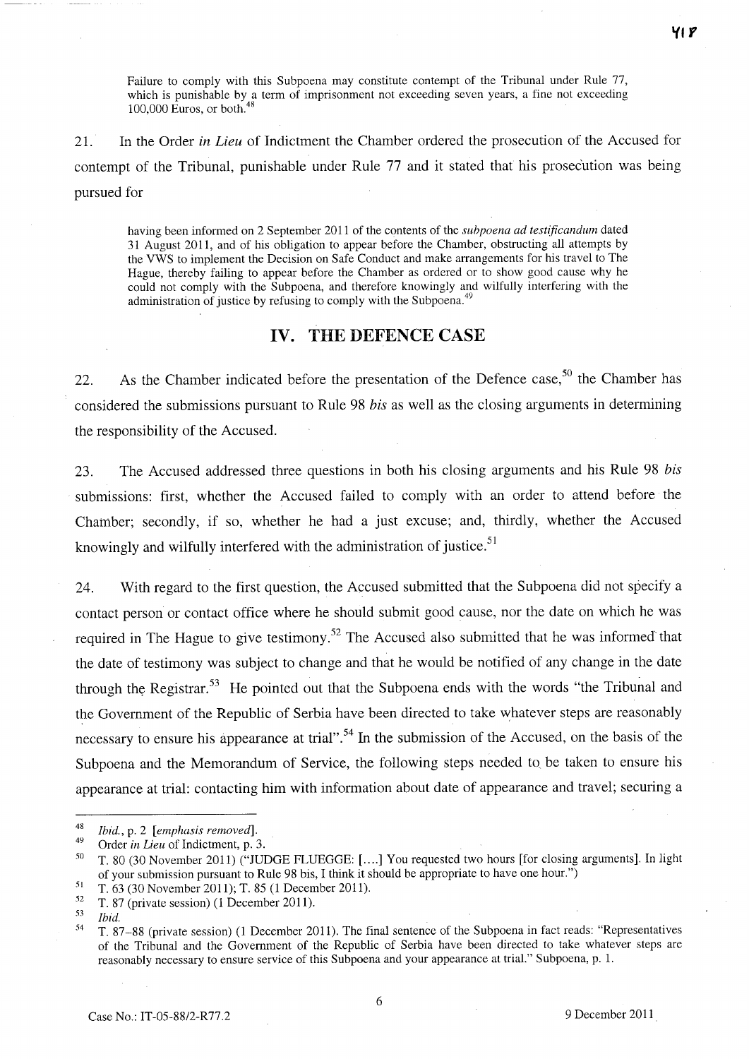> Failure to comply with this Subpoena may constitute contempt of the Tribunal under Rule 77, which is punishable by a term of imprisonment not exceeding seven years, a fine not exceeding 100,000 Euros, or both.[48]

21. In the Order *in Lieu* of Indictment the Chamber ordered the prosecution of the Accused for contempt of the Tribunal, punishable under Rule 77 and it stated that his prosecution was being pursued for

> having been informed on 2 September 2011 of the contents of the *subpoena ad testificandum* dated 31 August 2011, and of his obligation to appear before the Chamber, obstructing all attempts by the VWS to implement the Decision on Safe Conduct and make arrangements for his travel to The Hague, thereby failing to appear before the Chamber as ordered or to show good cause why he could not comply with the Subpoena, and therefore knowingly and wilfully interfering with the administration of justice by refusing to comply with the Subpoena.[49]

## IV. THE DEFENCE CASE

22. As the Chamber indicated before the presentation of the Defence case,[50] the Chamber has considered the submissions pursuant to Rule 98 *bis* as well as the closing arguments in determining the responsibility of the Accused.

23. The Accused addressed three questions in both his closing arguments and his Rule 98 *bis* submissions: first, whether the Accused failed to comply with an order to attend before the Chamber; secondly, if so, whether he had a just excuse; and, thirdly, whether the Accused knowingly and wilfully interfered with the administration of justice.[51]

24. With regard to the first question, the Accused submitted that the Subpoena did not specify a contact person or contact office where he should submit good cause, nor the date on which he was required in The Hague to give testimony.[52] The Accused also submitted that he was informed that the date of testimony was subject to change and that he would be notified of any change in the date through the Registrar.[53] He pointed out that the Subpoena ends with the words "the Tribunal and the Government of the Republic of Serbia have been directed to take whatever steps are reasonably necessary to ensure his appearance at trial".[54] In the submission of the Accused, on the basis of the Subpoena and the Memorandum of Service, the following steps needed to be taken to ensure his appearance at trial: contacting him with information about date of appearance and travel; securing a

---

[48] *Ibid.*, p. 2 [*emphasis removed*].

[49] Order *in Lieu* of Indictment, p. 3.

[50] T. 80 (30 November 2011) ("JUDGE FLUEGGE: [....] You requested two hours [for closing arguments]. In light of your submission pursuant to Rule 98 bis, I think it should be appropriate to have one hour.")

[51] T. 63 (30 November 2011); T. 85 (1 December 2011).

[52] T. 87 (private session) (1 December 2011).

[53] *Ibid.*

[54] T. 87–88 (private session) (1 December 2011). The final sentence of the Subpoena in fact reads: "Representatives of the Tribunal and the Government of the Republic of Serbia have been directed to take whatever steps are reasonably necessary to ensure service of this Subpoena and your appearance at trial." Subpoena, p. 1.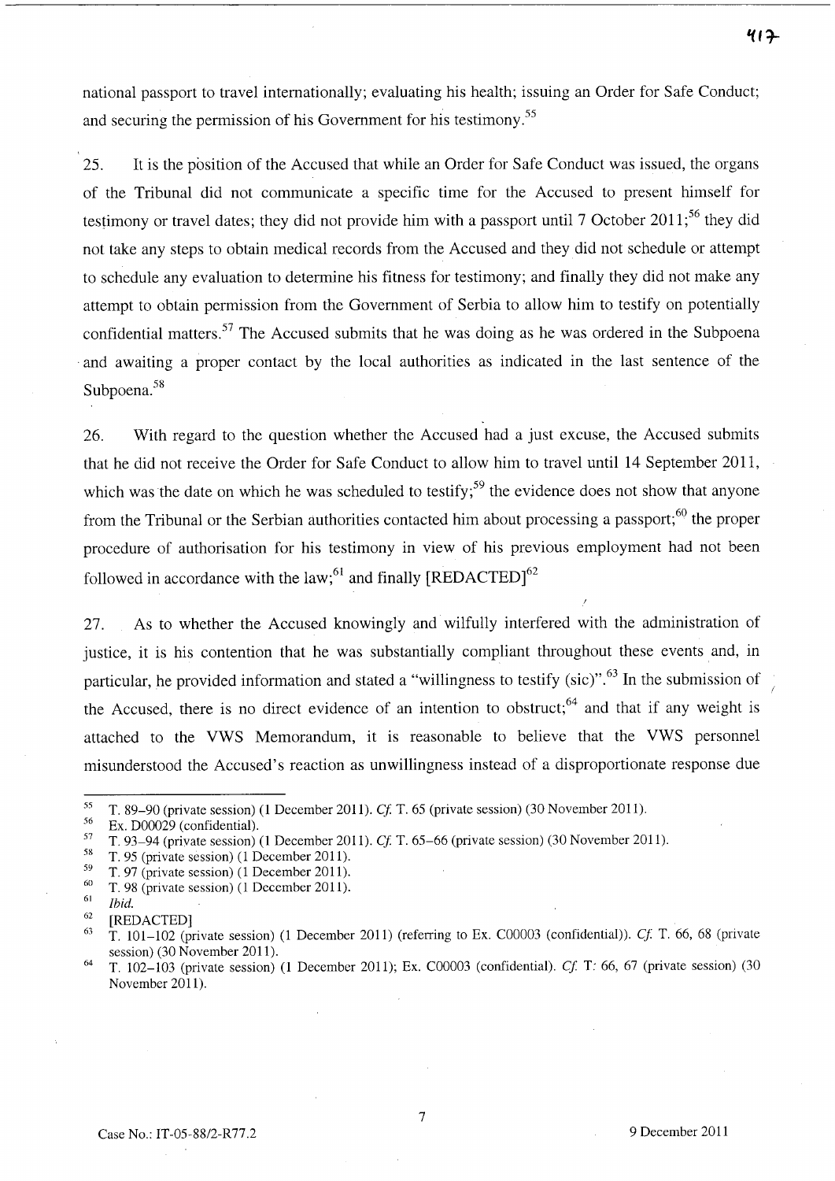national passport to travel internationally; evaluating his health; issuing an Order for Safe Conduct; and securing the permission of his Government for his testimony.[55]

25. It is the position of the Accused that while an Order for Safe Conduct was issued, the organs of the Tribunal did not communicate a specific time for the Accused to present himself for testimony or travel dates; they did not provide him with a passport until 7 October 2011;[56] they did not take any steps to obtain medical records from the Accused and they did not schedule or attempt to schedule any evaluation to determine his fitness for testimony; and finally they did not make any attempt to obtain permission from the Government of Serbia to allow him to testify on potentially confidential matters.[57] The Accused submits that he was doing as he was ordered in the Subpoena and awaiting a proper contact by the local authorities as indicated in the last sentence of the Subpoena.[58]

26. With regard to the question whether the Accused had a just excuse, the Accused submits that he did not receive the Order for Safe Conduct to allow him to travel until 14 September 2011, which was the date on which he was scheduled to testify;[59] the evidence does not show that anyone from the Tribunal or the Serbian authorities contacted him about processing a passport;[60] the proper procedure of authorisation for his testimony in view of his previous employment had not been followed in accordance with the law;[61] and finally [REDACTED][62]

27. As to whether the Accused knowingly and wilfully interfered with the administration of justice, it is his contention that he was substantially compliant throughout these events and, in particular, he provided information and stated a "willingness to testify (sic)".[63] In the submission of the Accused, there is no direct evidence of an intention to obstruct;[64] and that if any weight is attached to the VWS Memorandum, it is reasonable to believe that the VWS personnel misunderstood the Accused's reaction as unwillingness instead of a disproportionate response due

---

[55] T. 89–90 (private session) (1 December 2011). *Cf.* T. 65 (private session) (30 November 2011).

[56] Ex. D00029 (confidential).

[57] T. 93–94 (private session) (1 December 2011). *Cf.* T. 65–66 (private session) (30 November 2011).

[58] T. 95 (private session) (1 December 2011).

[59] T. 97 (private session) (1 December 2011).

[60] T. 98 (private session) (1 December 2011).

[61] *Ibid.*

[62] [REDACTED]

[63] T. 101–102 (private session) (1 December 2011) (referring to Ex. C00003 (confidential)). *Cf.* T. 66, 68 (private session) (30 November 2011).

[64] T. 102–103 (private session) (1 December 2011); Ex. C00003 (confidential). *Cf.* T. 66, 67 (private session) (30 November 2011).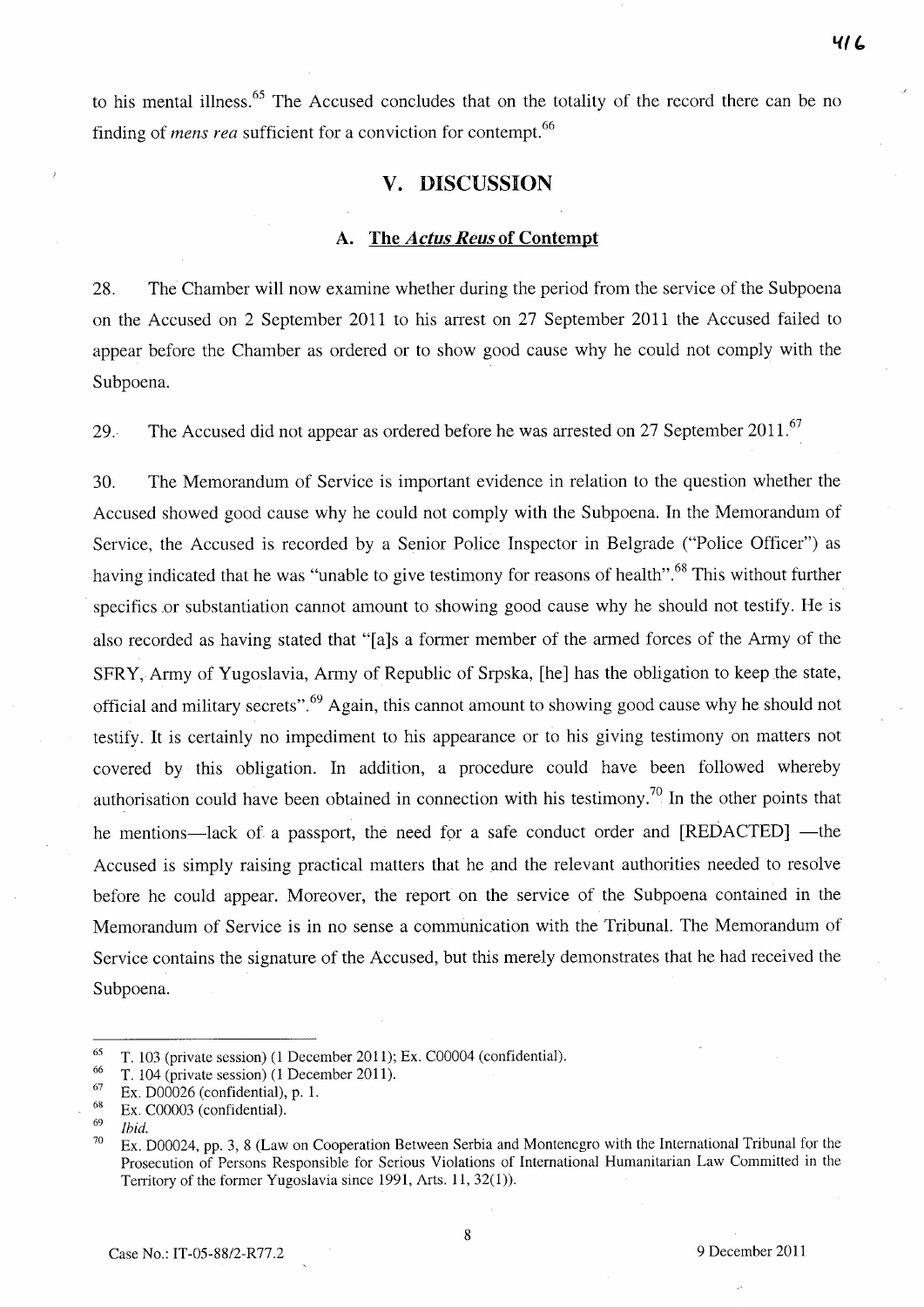to his mental illness.[65] The Accused concludes that on the totality of the record there can be no finding of *mens rea* sufficient for a conviction for contempt.[66]

## V. DISCUSSION

### A. The *Actus Reus* of Contempt

28. The Chamber will now examine whether during the period from the service of the Subpoena on the Accused on 2 September 2011 to his arrest on 27 September 2011 the Accused failed to appear before the Chamber as ordered or to show good cause why he could not comply with the Subpoena.

29. The Accused did not appear as ordered before he was arrested on 27 September 2011.[67]

30. The Memorandum of Service is important evidence in relation to the question whether the Accused showed good cause why he could not comply with the Subpoena. In the Memorandum of Service, the Accused is recorded by a Senior Police Inspector in Belgrade ("Police Officer") as having indicated that he was "unable to give testimony for reasons of health".[68] This without further specifics or substantiation cannot amount to showing good cause why he should not testify. He is also recorded as having stated that "[a]s a former member of the armed forces of the Army of the SFRY, Army of Yugoslavia, Army of Republic of Srpska, [he] has the obligation to keep the state, official and military secrets".[69] Again, this cannot amount to showing good cause why he should not testify. It is certainly no impediment to his appearance or to his giving testimony on matters not covered by this obligation. In addition, a procedure could have been followed whereby authorisation could have been obtained in connection with his testimony.[70] In the other points that he mentions—lack of a passport, the need for a safe conduct order and [REDACTED] —the Accused is simply raising practical matters that he and the relevant authorities needed to resolve before he could appear. Moreover, the report on the service of the Subpoena contained in the Memorandum of Service is in no sense a communication with the Tribunal. The Memorandum of Service contains the signature of the Accused, but this merely demonstrates that he had received the Subpoena.

---

[65] T. 103 (private session) (1 December 2011); Ex. C00004 (confidential).

[66] T. 104 (private session) (1 December 2011).

[67] Ex. D00026 (confidential), p. 1.

[68] Ex. C00003 (confidential).

[69] *Ibid.*

[70] Ex. D00024, pp. 3, 8 (Law on Cooperation Between Serbia and Montenegro with the International Tribunal for the Prosecution of Persons Responsible for Serious Violations of International Humanitarian Law Committed in the Territory of the former Yugoslavia since 1991, Arts. 11, 32(1)).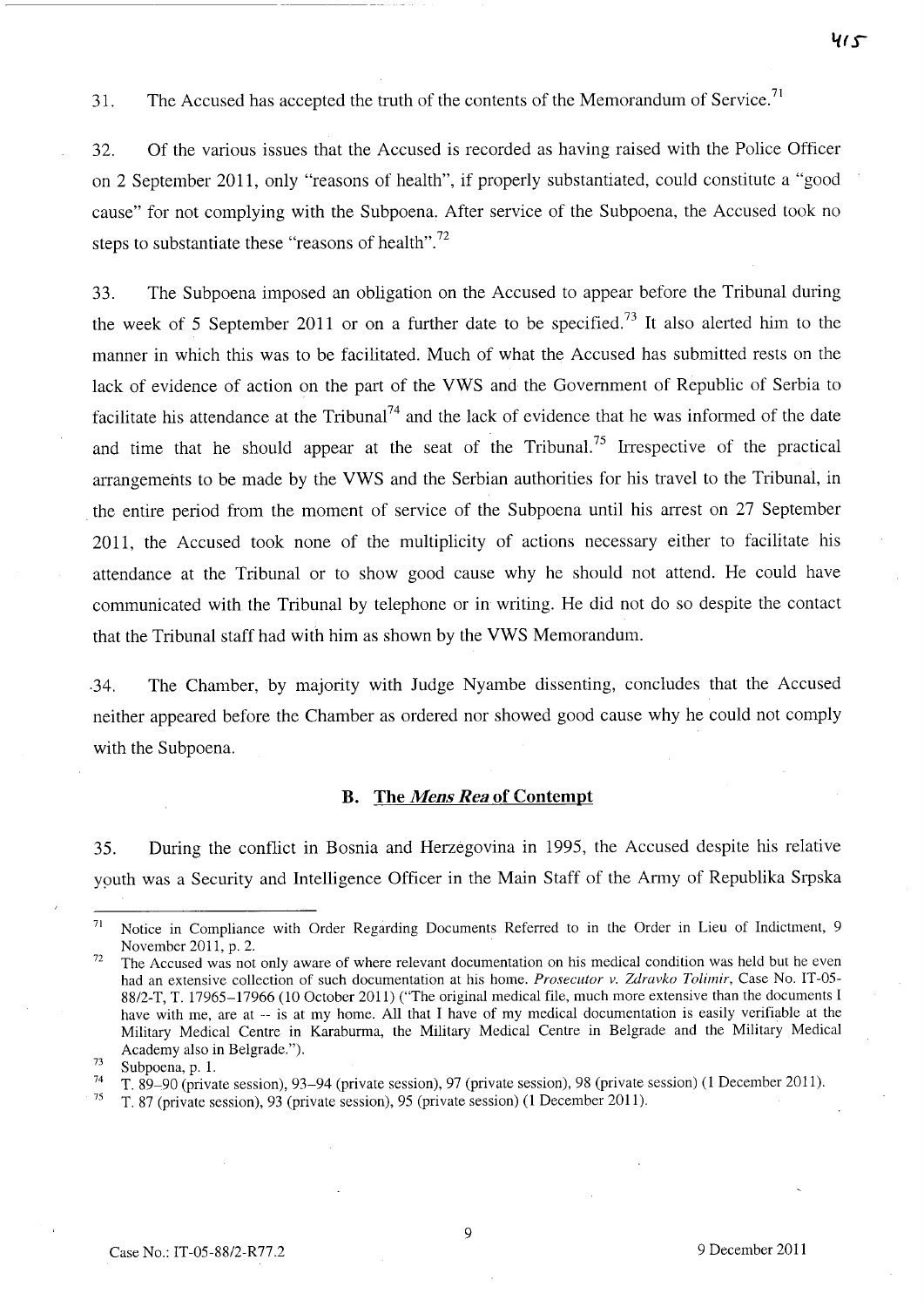31. The Accused has accepted the truth of the contents of the Memorandum of Service.[71]

32. Of the various issues that the Accused is recorded as having raised with the Police Officer on 2 September 2011, only "reasons of health", if properly substantiated, could constitute a "good cause" for not complying with the Subpoena. After service of the Subpoena, the Accused took no steps to substantiate these "reasons of health".[72]

33. The Subpoena imposed an obligation on the Accused to appear before the Tribunal during the week of 5 September 2011 or on a further date to be specified.[73] It also alerted him to the manner in which this was to be facilitated. Much of what the Accused has submitted rests on the lack of evidence of action on the part of the VWS and the Government of Republic of Serbia to facilitate his attendance at the Tribunal[74] and the lack of evidence that he was informed of the date and time that he should appear at the seat of the Tribunal.[75] Irrespective of the practical arrangements to be made by the VWS and the Serbian authorities for his travel to the Tribunal, in the entire period from the moment of service of the Subpoena until his arrest on 27 September 2011, the Accused took none of the multiplicity of actions necessary either to facilitate his attendance at the Tribunal or to show good cause why he should not attend. He could have communicated with the Tribunal by telephone or in writing. He did not do so despite the contact that the Tribunal staff had with him as shown by the VWS Memorandum.

34. The Chamber, by majority with Judge Nyambe dissenting, concludes that the Accused neither appeared before the Chamber as ordered nor showed good cause why he could not comply with the Subpoena.

### B. The *Mens Rea* of Contempt

35. During the conflict in Bosnia and Herzegovina in 1995, the Accused despite his relative youth was a Security and Intelligence Officer in the Main Staff of the Army of Republika Srpska

---

[71] Notice in Compliance with Order Regarding Documents Referred to in the Order in Lieu of Indictment, 9 November 2011, p. 2.

[72] The Accused was not only aware of where relevant documentation on his medical condition was held but he even had an extensive collection of such documentation at his home. *Prosecutor v. Zdravko Tolimir*, Case No. IT-05-88/2-T, T. 17965–17966 (10 October 2011) ("The original medical file, much more extensive than the documents I have with me, are at -- is at my home. All that I have of my medical documentation is easily verifiable at the Military Medical Centre in Karaburma, the Military Medical Centre in Belgrade and the Military Medical Academy also in Belgrade.").

[73] Subpoena, p. 1.

[74] T. 89–90 (private session), 93–94 (private session), 97 (private session), 98 (private session) (1 December 2011).

[75] T. 87 (private session), 93 (private session), 95 (private session) (1 December 2011).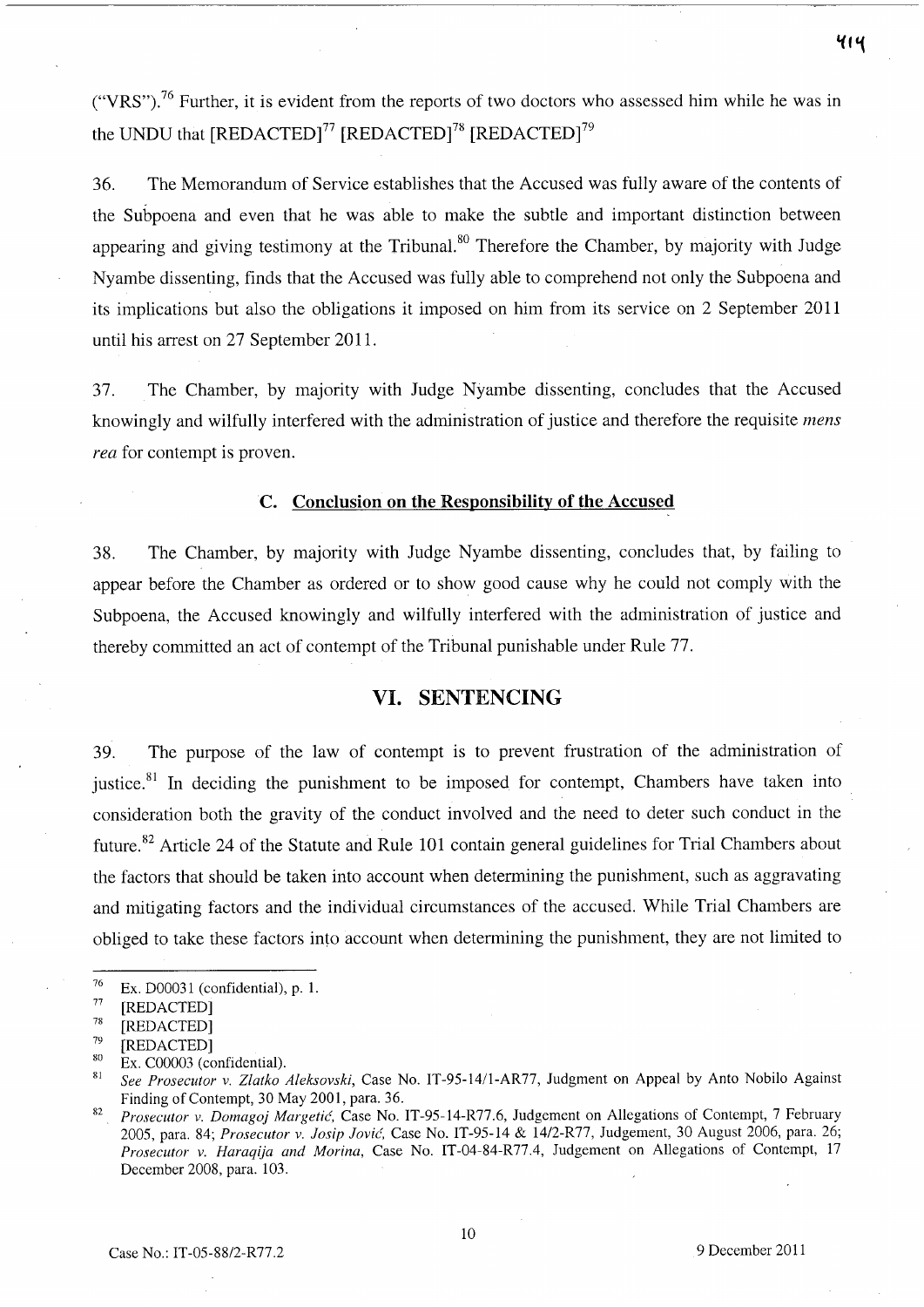("VRS").[76] Further, it is evident from the reports of two doctors who assessed him while he was in the UNDU that [REDACTED][77] [REDACTED][78] [REDACTED][79]

36. The Memorandum of Service establishes that the Accused was fully aware of the contents of the Subpoena and even that he was able to make the subtle and important distinction between appearing and giving testimony at the Tribunal.[80] Therefore the Chamber, by majority with Judge Nyambe dissenting, finds that the Accused was fully able to comprehend not only the Subpoena and its implications but also the obligations it imposed on him from its service on 2 September 2011 until his arrest on 27 September 2011.

37. The Chamber, by majority with Judge Nyambe dissenting, concludes that the Accused knowingly and wilfully interfered with the administration of justice and therefore the requisite *mens rea* for contempt is proven.

### C. Conclusion on the Responsibility of the Accused

38. The Chamber, by majority with Judge Nyambe dissenting, concludes that, by failing to appear before the Chamber as ordered or to show good cause why he could not comply with the Subpoena, the Accused knowingly and wilfully interfered with the administration of justice and thereby committed an act of contempt of the Tribunal punishable under Rule 77.

## VI. SENTENCING

39. The purpose of the law of contempt is to prevent frustration of the administration of justice.[81] In deciding the punishment to be imposed for contempt, Chambers have taken into consideration both the gravity of the conduct involved and the need to deter such conduct in the future.[82] Article 24 of the Statute and Rule 101 contain general guidelines for Trial Chambers about the factors that should be taken into account when determining the punishment, such as aggravating and mitigating factors and the individual circumstances of the accused. While Trial Chambers are obliged to take these factors into account when determining the punishment, they are not limited to

---

[76] Ex. D00031 (confidential), p. 1.

[77] [REDACTED]

[78] [REDACTED]

[79] [REDACTED]

[80] Ex. C00003 (confidential).

[81] *See Prosecutor v. Zlatko Aleksovski*, Case No. IT-95-14/1-AR77, Judgment on Appeal by Anto Nobilo Against Finding of Contempt, 30 May 2001, para. 36.

[82] *Prosecutor v. Domagoj Margetić*, Case No. IT-95-14-R77.6, Judgement on Allegations of Contempt, 7 February 2005, para. 84; *Prosecutor v. Josip Jović*, Case No. IT-95-14 & 14/2-R77, Judgement, 30 August 2006, para. 26; *Prosecutor v. Haraqija and Morina*, Case No. IT-04-84-R77.4, Judgement on Allegations of Contempt, 17 December 2008, para. 103.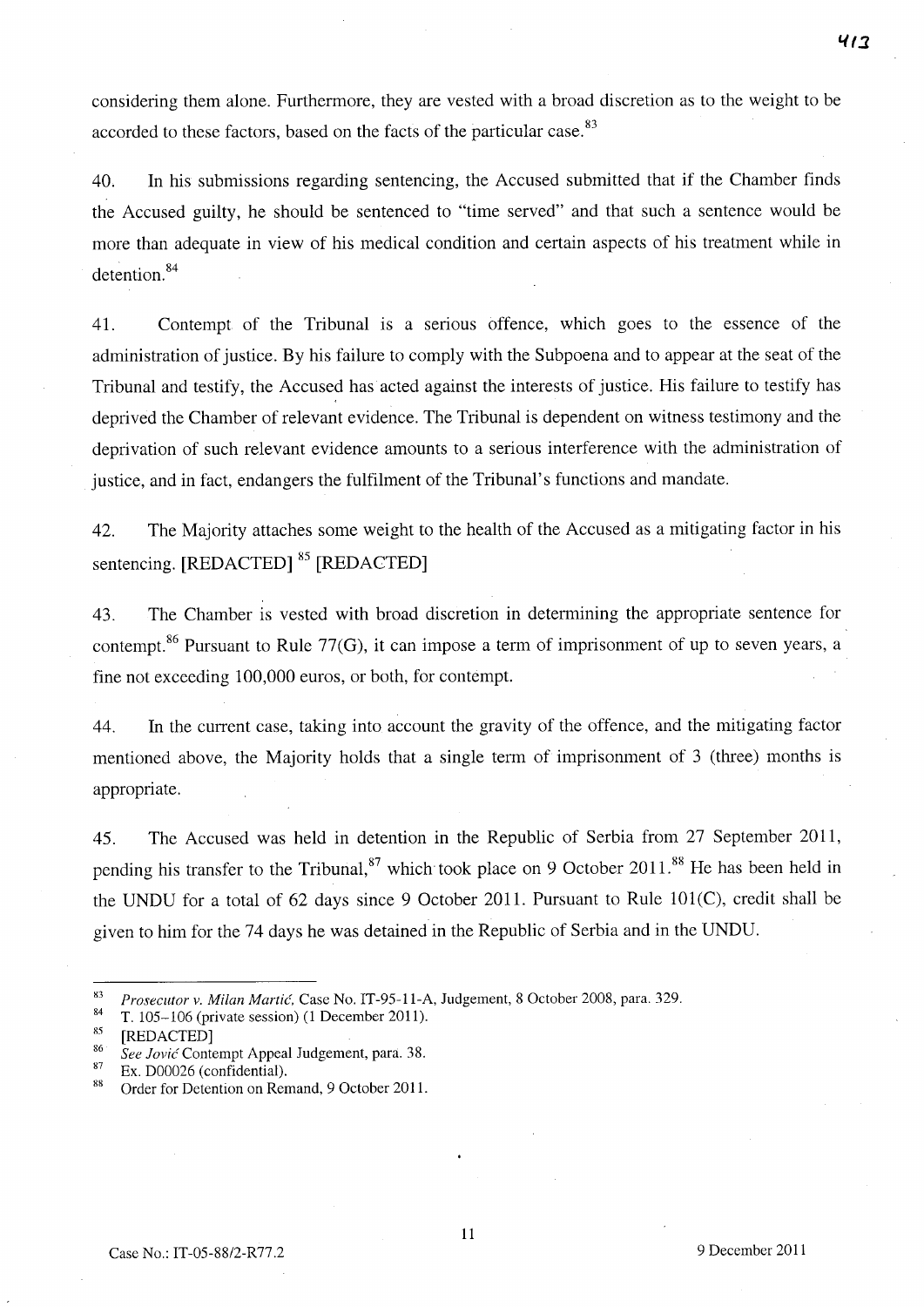considering them alone. Furthermore, they are vested with a broad discretion as to the weight to be accorded to these factors, based on the facts of the particular case.[83]

40. In his submissions regarding sentencing, the Accused submitted that if the Chamber finds the Accused guilty, he should be sentenced to "time served" and that such a sentence would be more than adequate in view of his medical condition and certain aspects of his treatment while in detention.[84]

41. Contempt of the Tribunal is a serious offence, which goes to the essence of the administration of justice. By his failure to comply with the Subpoena and to appear at the seat of the Tribunal and testify, the Accused has acted against the interests of justice. His failure to testify has deprived the Chamber of relevant evidence. The Tribunal is dependent on witness testimony and the deprivation of such relevant evidence amounts to a serious interference with the administration of justice, and in fact, endangers the fulfilment of the Tribunal's functions and mandate.

42. The Majority attaches some weight to the health of the Accused as a mitigating factor in his sentencing. [REDACTED] [85] [REDACTED]

43. The Chamber is vested with broad discretion in determining the appropriate sentence for contempt.[86] Pursuant to Rule 77(G), it can impose a term of imprisonment of up to seven years, a fine not exceeding 100,000 euros, or both, for contempt.

44. In the current case, taking into account the gravity of the offence, and the mitigating factor mentioned above, the Majority holds that a single term of imprisonment of 3 (three) months is appropriate.

45. The Accused was held in detention in the Republic of Serbia from 27 September 2011, pending his transfer to the Tribunal,[87] which took place on 9 October 2011.[88] He has been held in the UNDU for a total of 62 days since 9 October 2011. Pursuant to Rule 101(C), credit shall be given to him for the 74 days he was detained in the Republic of Serbia and in the UNDU.

---

[83] *Prosecutor v. Milan Martić*, Case No. IT-95-11-A, Judgement, 8 October 2008, para. 329.

[84] T. 105–106 (private session) (1 December 2011).

[85] [REDACTED]

[86] *See Jović* Contempt Appeal Judgement, para. 38.

[87] Ex. D00026 (confidential).

[88] Order for Detention on Remand, 9 October 2011.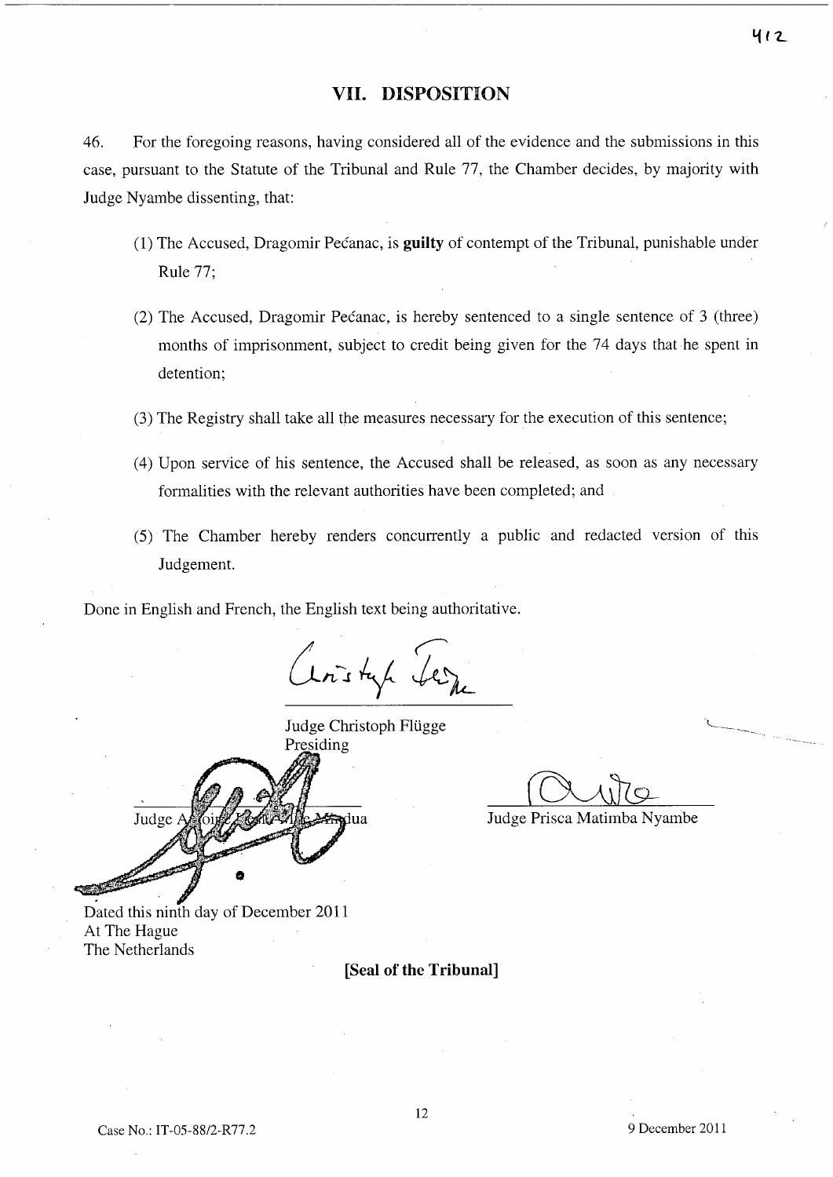## VII. DISPOSITION

46. For the foregoing reasons, having considered all of the evidence and the submissions in this case, pursuant to the Statute of the Tribunal and Rule 77, the Chamber decides, by majority with Judge Nyambe dissenting, that:

(1) The Accused, Dragomir Pećanac, is **guilty** of contempt of the Tribunal, punishable under Rule 77;

(2) The Accused, Dragomir Pećanac, is hereby sentenced to a single sentence of 3 (three) months of imprisonment, subject to credit being given for the 74 days that he spent in detention;

(3) The Registry shall take all the measures necessary for the execution of this sentence;

(4) Upon service of his sentence, the Accused shall be released, as soon as any necessary formalities with the relevant authorities have been completed; and

(5) The Chamber hereby renders concurrently a public and redacted version of this Judgement.

Done in English and French, the English text being authoritative.

Judge Christoph Flügge
Presiding

Judge Antoine Kesia-Mbe Mindua

Judge Prisca Matimba Nyambe

Dated this ninth day of December 2011
At The Hague
The Netherlands

**[Seal of the Tribunal]**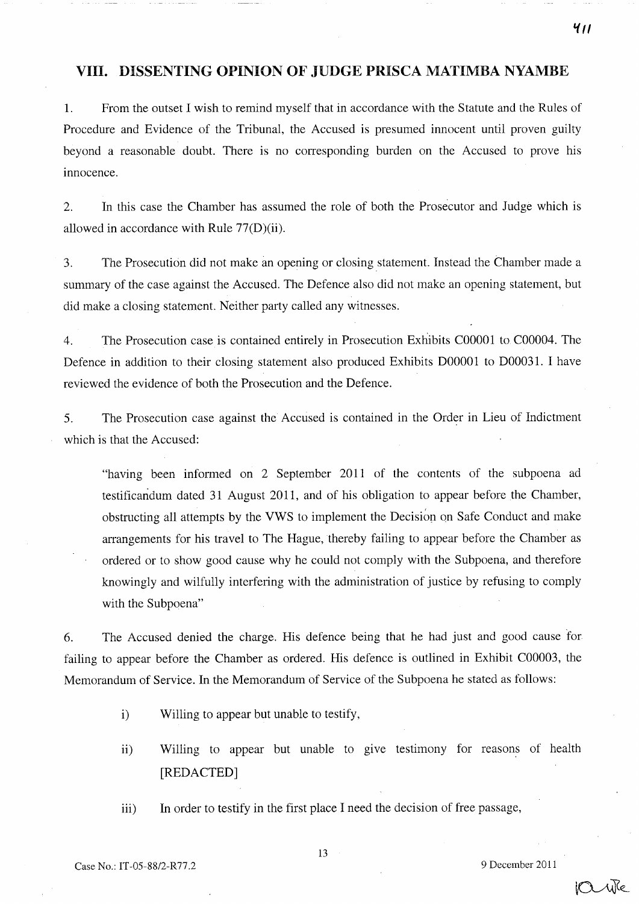## VIII. DISSENTING OPINION OF JUDGE PRISCA MATIMBA NYAMBE

1. From the outset I wish to remind myself that in accordance with the Statute and the Rules of Procedure and Evidence of the Tribunal, the Accused is presumed innocent until proven guilty beyond a reasonable doubt. There is no corresponding burden on the Accused to prove his innocence.

2. In this case the Chamber has assumed the role of both the Prosecutor and Judge which is allowed in accordance with Rule 77(D)(ii).

3. The Prosecution did not make an opening or closing statement. Instead the Chamber made a summary of the case against the Accused. The Defence also did not make an opening statement, but did make a closing statement. Neither party called any witnesses.

4. The Prosecution case is contained entirely in Prosecution Exhibits C00001 to C00004. The Defence in addition to their closing statement also produced Exhibits D00001 to D00031. I have reviewed the evidence of both the Prosecution and the Defence.

5. The Prosecution case against the Accused is contained in the Order in Lieu of Indictment which is that the Accused:

> "having been informed on 2 September 2011 of the contents of the subpoena ad testificandum dated 31 August 2011, and of his obligation to appear before the Chamber, obstructing all attempts by the VWS to implement the Decision on Safe Conduct and make arrangements for his travel to The Hague, thereby failing to appear before the Chamber as ordered or to show good cause why he could not comply with the Subpoena, and therefore knowingly and wilfully interfering with the administration of justice by refusing to comply with the Subpoena"

6. The Accused denied the charge. His defence being that he had just and good cause for failing to appear before the Chamber as ordered. His defence is outlined in Exhibit C00003, the Memorandum of Service. In the Memorandum of Service of the Subpoena he stated as follows:

   i) Willing to appear but unable to testify,

   ii) Willing to appear but unable to give testimony for reasons of health [REDACTED]

   iii) In order to testify in the first place I need the decision of free passage,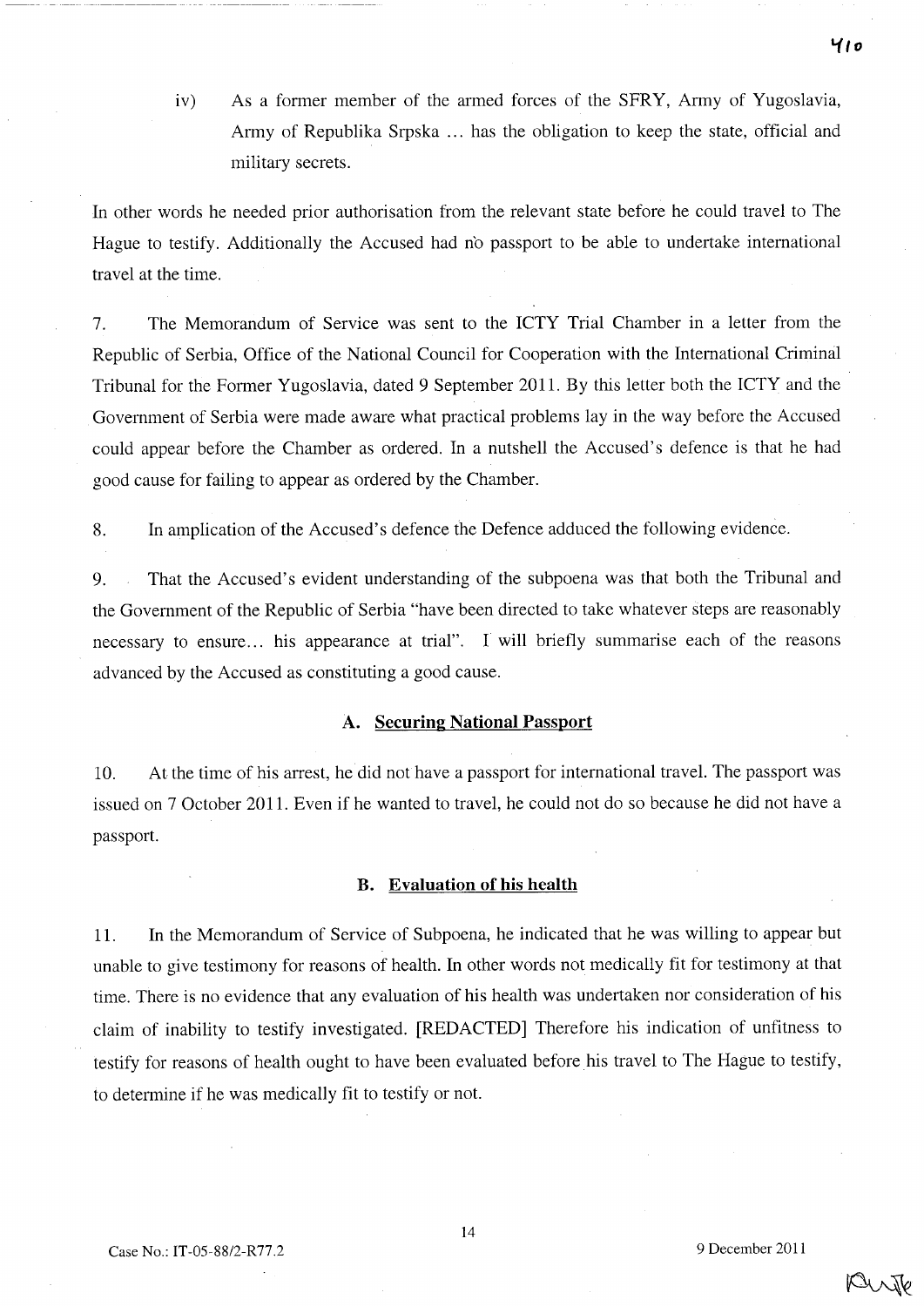iv) As a former member of the armed forces of the SFRY, Army of Yugoslavia, Army of Republika Srpska ... has the obligation to keep the state, official and military secrets.

In other words he needed prior authorisation from the relevant state before he could travel to The Hague to testify. Additionally the Accused had no passport to be able to undertake international travel at the time.

7. The Memorandum of Service was sent to the ICTY Trial Chamber in a letter from the Republic of Serbia, Office of the National Council for Cooperation with the International Criminal Tribunal for the Former Yugoslavia, dated 9 September 2011. By this letter both the ICTY and the Government of Serbia were made aware what practical problems lay in the way before the Accused could appear before the Chamber as ordered. In a nutshell the Accused's defence is that he had good cause for failing to appear as ordered by the Chamber.

8. In amplication of the Accused's defence the Defence adduced the following evidence.

9. That the Accused's evident understanding of the subpoena was that both the Tribunal and the Government of the Republic of Serbia "have been directed to take whatever steps are reasonably necessary to ensure... his appearance at trial". I will briefly summarise each of the reasons advanced by the Accused as constituting a good cause.

### A. Securing National Passport

10. At the time of his arrest, he did not have a passport for international travel. The passport was issued on 7 October 2011. Even if he wanted to travel, he could not do so because he did not have a passport.

### B. Evaluation of his health

11. In the Memorandum of Service of Subpoena, he indicated that he was willing to appear but unable to give testimony for reasons of health. In other words not medically fit for testimony at that time. There is no evidence that any evaluation of his health was undertaken nor consideration of his claim of inability to testify investigated. [REDACTED] Therefore his indication of unfitness to testify for reasons of health ought to have been evaluated before his travel to The Hague to testify, to determine if he was medically fit to testify or not.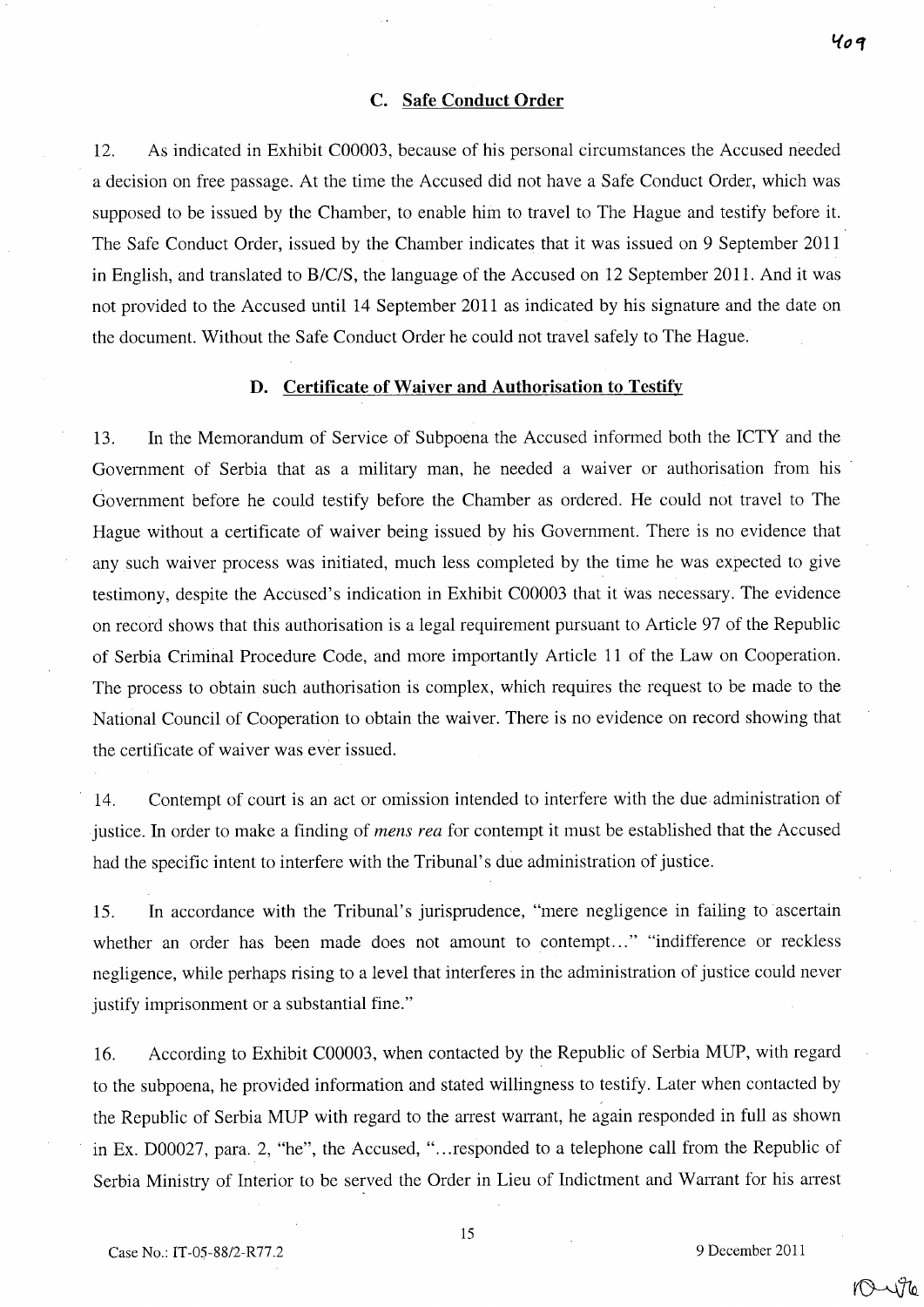### C. Safe Conduct Order

12. As indicated in Exhibit C00003, because of his personal circumstances the Accused needed a decision on free passage. At the time the Accused did not have a Safe Conduct Order, which was supposed to be issued by the Chamber, to enable him to travel to The Hague and testify before it. The Safe Conduct Order, issued by the Chamber indicates that it was issued on 9 September 2011 in English, and translated to B/C/S, the language of the Accused on 12 September 2011. And it was not provided to the Accused until 14 September 2011 as indicated by his signature and the date on the document. Without the Safe Conduct Order he could not travel safely to The Hague.

### D. Certificate of Waiver and Authorisation to Testify

13. In the Memorandum of Service of Subpoena the Accused informed both the ICTY and the Government of Serbia that as a military man, he needed a waiver or authorisation from his Government before he could testify before the Chamber as ordered. He could not travel to The Hague without a certificate of waiver being issued by his Government. There is no evidence that any such waiver process was initiated, much less completed by the time he was expected to give testimony, despite the Accused's indication in Exhibit C00003 that it was necessary. The evidence on record shows that this authorisation is a legal requirement pursuant to Article 97 of the Republic of Serbia Criminal Procedure Code, and more importantly Article 11 of the Law on Cooperation. The process to obtain such authorisation is complex, which requires the request to be made to the National Council of Cooperation to obtain the waiver. There is no evidence on record showing that the certificate of waiver was ever issued.

14. Contempt of court is an act or omission intended to interfere with the due administration of justice. In order to make a finding of *mens rea* for contempt it must be established that the Accused had the specific intent to interfere with the Tribunal's due administration of justice.

15. In accordance with the Tribunal's jurisprudence, "mere negligence in failing to ascertain whether an order has been made does not amount to contempt..." "indifference or reckless negligence, while perhaps rising to a level that interferes in the administration of justice could never justify imprisonment or a substantial fine."

16. According to Exhibit C00003, when contacted by the Republic of Serbia MUP, with regard to the subpoena, he provided information and stated willingness to testify. Later when contacted by the Republic of Serbia MUP with regard to the arrest warrant, he again responded in full as shown in Ex. D00027, para. 2, "he", the Accused, "...responded to a telephone call from the Republic of Serbia Ministry of Interior to be served the Order in Lieu of Indictment and Warrant for his arrest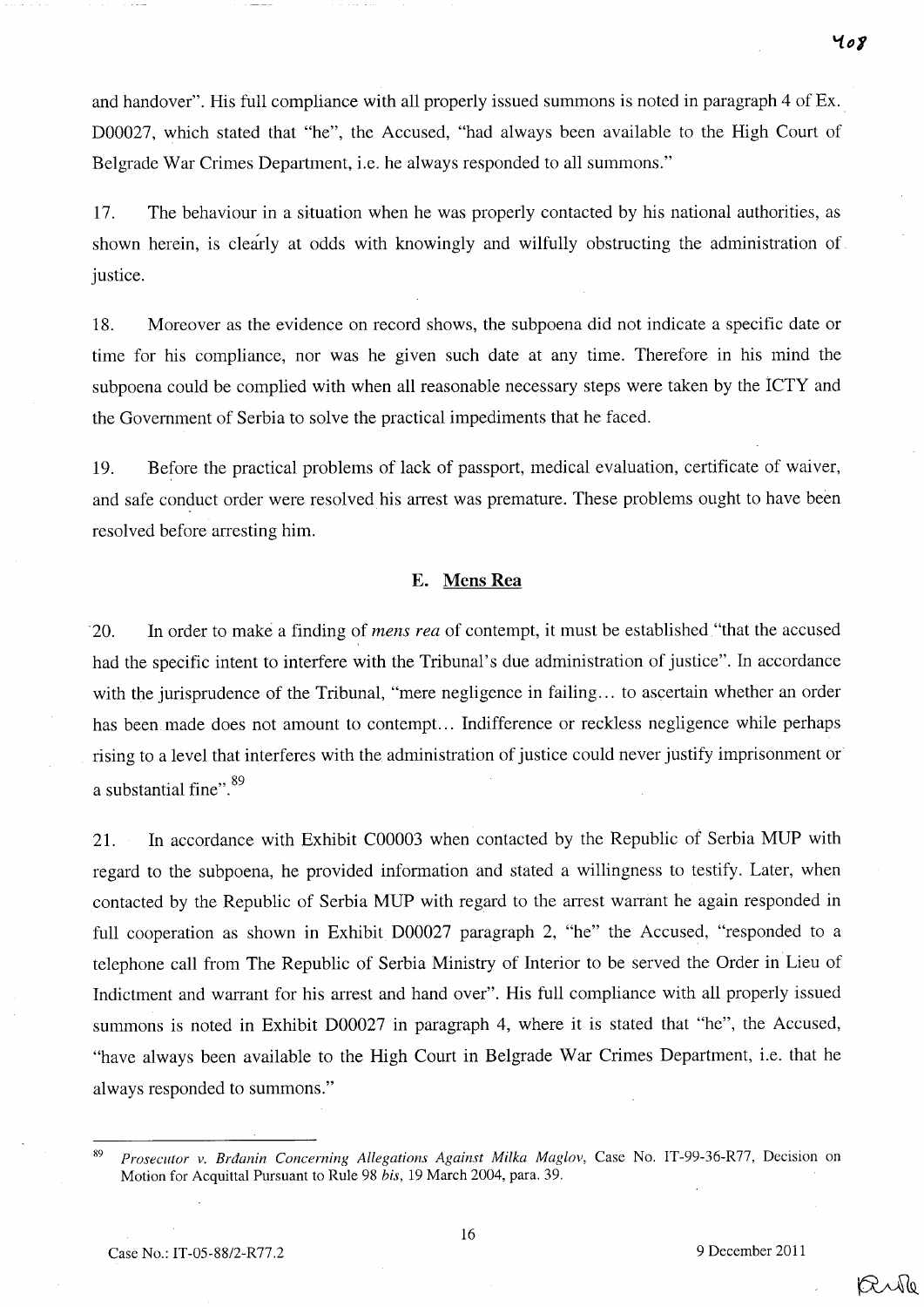and handover". His full compliance with all properly issued summons is noted in paragraph 4 of Ex. D00027, which stated that "he", the Accused, "had always been available to the High Court of Belgrade War Crimes Department, i.e. he always responded to all summons."

17. The behaviour in a situation when he was properly contacted by his national authorities, as shown herein, is clearly at odds with knowingly and wilfully obstructing the administration of justice.

18. Moreover as the evidence on record shows, the subpoena did not indicate a specific date or time for his compliance, nor was he given such date at any time. Therefore in his mind the subpoena could be complied with when all reasonable necessary steps were taken by the ICTY and the Government of Serbia to solve the practical impediments that he faced.

19. Before the practical problems of lack of passport, medical evaluation, certificate of waiver, and safe conduct order were resolved his arrest was premature. These problems ought to have been resolved before arresting him.

## E. Mens Rea

20. In order to make a finding of *mens rea* of contempt, it must be established "that the accused had the specific intent to interfere with the Tribunal's due administration of justice". In accordance with the jurisprudence of the Tribunal, "mere negligence in failing… to ascertain whether an order has been made does not amount to contempt… Indifference or reckless negligence while perhaps rising to a level that interferes with the administration of justice could never justify imprisonment or a substantial fine".[89]

21. In accordance with Exhibit C00003 when contacted by the Republic of Serbia MUP with regard to the subpoena, he provided information and stated a willingness to testify. Later, when contacted by the Republic of Serbia MUP with regard to the arrest warrant he again responded in full cooperation as shown in Exhibit D00027 paragraph 2, "he" the Accused, "responded to a telephone call from The Republic of Serbia Ministry of Interior to be served the Order in Lieu of Indictment and warrant for his arrest and hand over". His full compliance with all properly issued summons is noted in Exhibit D00027 in paragraph 4, where it is stated that "he", the Accused, "have always been available to the High Court in Belgrade War Crimes Department, i.e. that he always responded to summons."

---

[89] *Prosecutor v. Brđanin Concerning Allegations Against Milka Maglov*, Case No. IT-99-36-R77, Decision on Motion for Acquittal Pursuant to Rule 98 *bis*, 19 March 2004, para. 39.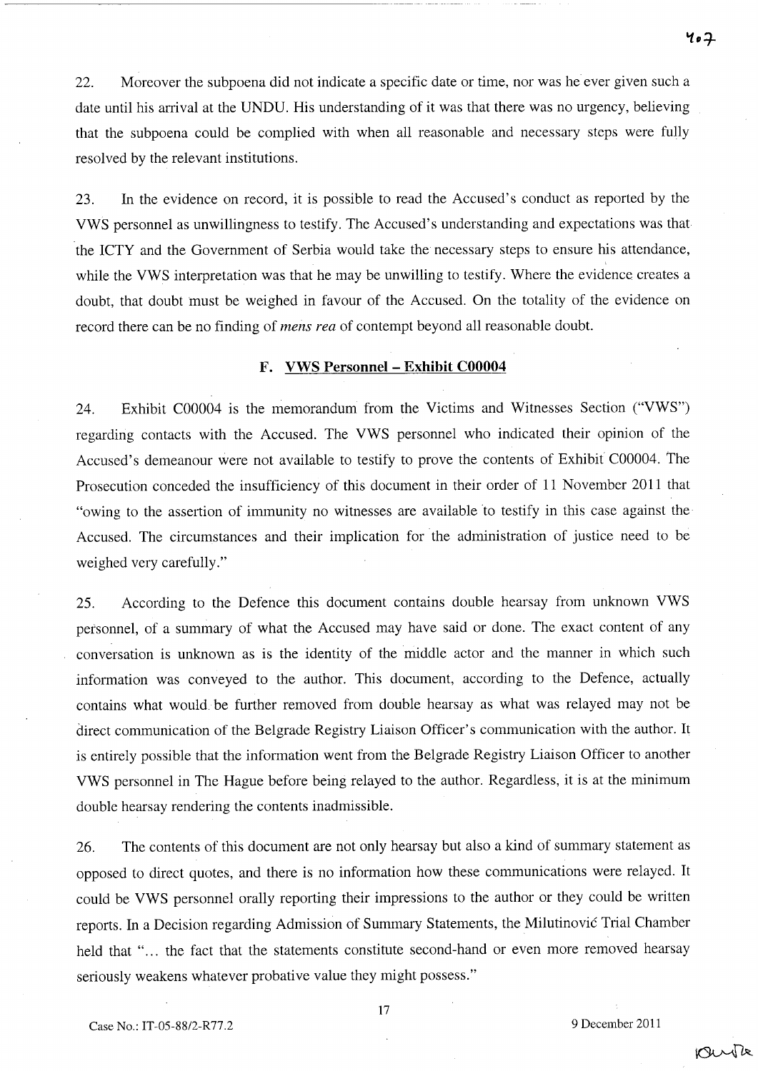22. Moreover the subpoena did not indicate a specific date or time, nor was he ever given such a date until his arrival at the UNDU. His understanding of it was that there was no urgency, believing that the subpoena could be complied with when all reasonable and necessary steps were fully resolved by the relevant institutions.

23. In the evidence on record, it is possible to read the Accused's conduct as reported by the VWS personnel as unwillingness to testify. The Accused's understanding and expectations was that the ICTY and the Government of Serbia would take the necessary steps to ensure his attendance, while the VWS interpretation was that he may be unwilling to testify. Where the evidence creates a doubt, that doubt must be weighed in favour of the Accused. On the totality of the evidence on record there can be no finding of *mens rea* of contempt beyond all reasonable doubt.

### F. VWS Personnel – Exhibit C00004

24. Exhibit C00004 is the memorandum from the Victims and Witnesses Section ("VWS") regarding contacts with the Accused. The VWS personnel who indicated their opinion of the Accused's demeanour were not available to testify to prove the contents of Exhibit C00004. The Prosecution conceded the insufficiency of this document in their order of 11 November 2011 that "owing to the assertion of immunity no witnesses are available to testify in this case against the Accused. The circumstances and their implication for the administration of justice need to be weighed very carefully."

25. According to the Defence this document contains double hearsay from unknown VWS personnel, of a summary of what the Accused may have said or done. The exact content of any conversation is unknown as is the identity of the middle actor and the manner in which such information was conveyed to the author. This document, according to the Defence, actually contains what would be further removed from double hearsay as what was relayed may not be direct communication of the Belgrade Registry Liaison Officer's communication with the author. It is entirely possible that the information went from the Belgrade Registry Liaison Officer to another VWS personnel in The Hague before being relayed to the author. Regardless, it is at the minimum double hearsay rendering the contents inadmissible.

26. The contents of this document are not only hearsay but also a kind of summary statement as opposed to direct quotes, and there is no information how these communications were relayed. It could be VWS personnel orally reporting their impressions to the author or they could be written reports. In a Decision regarding Admission of Summary Statements, the Milutinović Trial Chamber held that "... the fact that the statements constitute second-hand or even more removed hearsay seriously weakens whatever probative value they might possess."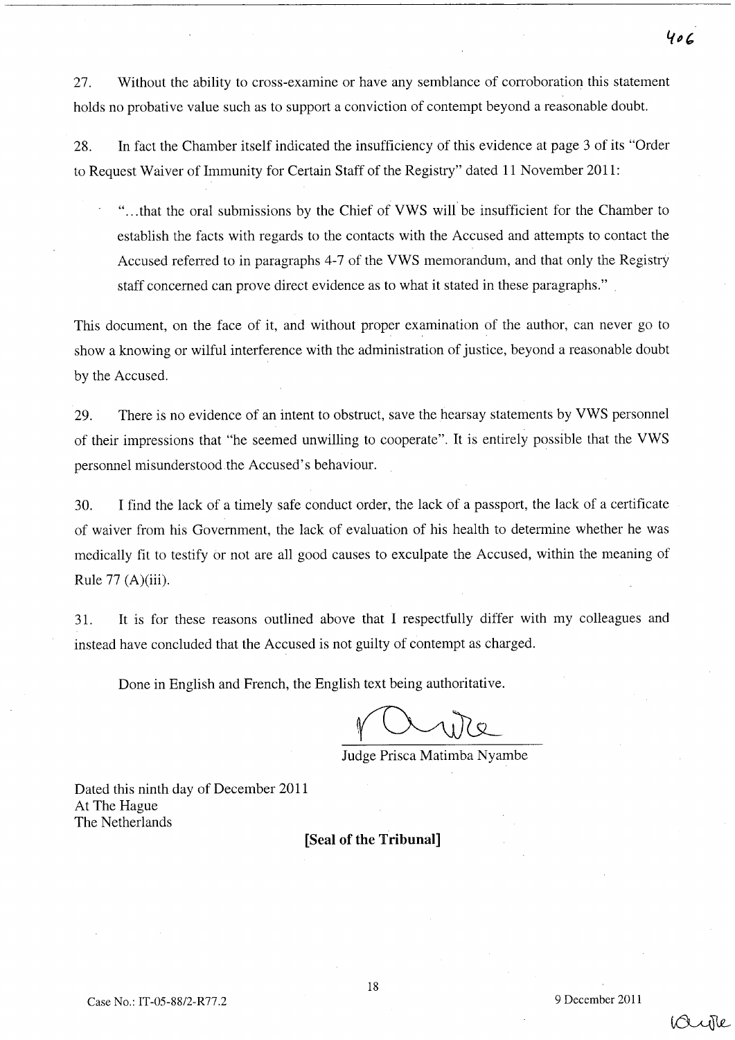27. Without the ability to cross-examine or have any semblance of corroboration this statement holds no probative value such as to support a conviction of contempt beyond a reasonable doubt.

28. In fact the Chamber itself indicated the insufficiency of this evidence at page 3 of its "Order to Request Waiver of Immunity for Certain Staff of the Registry" dated 11 November 2011:

> "...that the oral submissions by the Chief of VWS will be insufficient for the Chamber to establish the facts with regards to the contacts with the Accused and attempts to contact the Accused referred to in paragraphs 4-7 of the VWS memorandum, and that only the Registry staff concerned can prove direct evidence as to what it stated in these paragraphs."

This document, on the face of it, and without proper examination of the author, can never go to show a knowing or wilful interference with the administration of justice, beyond a reasonable doubt by the Accused.

29. There is no evidence of an intent to obstruct, save the hearsay statements by VWS personnel of their impressions that "he seemed unwilling to cooperate". It is entirely possible that the VWS personnel misunderstood the Accused's behaviour.

30. I find the lack of a timely safe conduct order, the lack of a passport, the lack of a certificate of waiver from his Government, the lack of evaluation of his health to determine whether he was medically fit to testify or not are all good causes to exculpate the Accused, within the meaning of Rule 77 (A)(iii).

31. It is for these reasons outlined above that I respectfully differ with my colleagues and instead have concluded that the Accused is not guilty of contempt as charged.

Done in English and French, the English text being authoritative.

Judge Prisca Matimba Nyambe

Dated this ninth day of December 2011
At The Hague
The Netherlands

**[Seal of the Tribunal]**